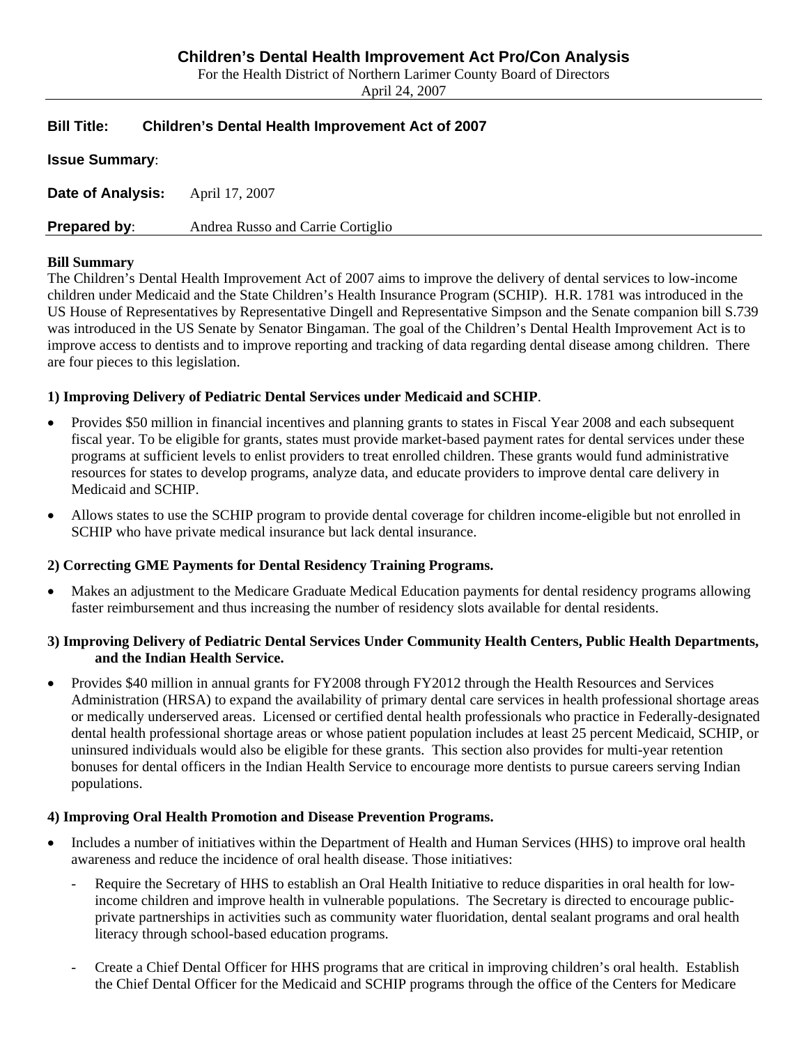# Children's Dental Health Improvement Act Pro/Con Analysis

For the Health District of Northern Larimer County Board of Directors

April 24, 2007

---

**Bill Title:** **Children's Dental Health Improvement Act of 2007**

**Issue Summary**:

**Date of Analysis:** April 17, 2007

**Prepared by**: Andrea Russo and Carrie Cortiglio

---

**Bill Summary**

The Children's Dental Health Improvement Act of 2007 aims to improve the delivery of dental services to low-income children under Medicaid and the State Children's Health Insurance Program (SCHIP). H.R. 1781 was introduced in the US House of Representatives by Representative Dingell and Representative Simpson and the Senate companion bill S.739 was introduced in the US Senate by Senator Bingaman. The goal of the Children's Dental Health Improvement Act is to improve access to dentists and to improve reporting and tracking of data regarding dental disease among children. There are four pieces to this legislation.

**1) Improving Delivery of Pediatric Dental Services under Medicaid and SCHIP**.

- Provides $50 million in financial incentives and planning grants to states in Fiscal Year 2008 and each subsequent fiscal year. To be eligible for grants, states must provide market-based payment rates for dental services under these programs at sufficient levels to enlist providers to treat enrolled children. These grants would fund administrative resources for states to develop programs, analyze data, and educate providers to improve dental care delivery in Medicaid and SCHIP.
- Allows states to use the SCHIP program to provide dental coverage for children income-eligible but not enrolled in SCHIP who have private medical insurance but lack dental insurance.

**2) Correcting GME Payments for Dental Residency Training Programs.**

- Makes an adjustment to the Medicare Graduate Medical Education payments for dental residency programs allowing faster reimbursement and thus increasing the number of residency slots available for dental residents.

**3) Improving Delivery of Pediatric Dental Services Under Community Health Centers, Public Health Departments, and the Indian Health Service.**

- Provides $40 million in annual grants for FY2008 through FY2012 through the Health Resources and Services Administration (HRSA) to expand the availability of primary dental care services in health professional shortage areas or medically underserved areas. Licensed or certified dental health professionals who practice in Federally-designated dental health professional shortage areas or whose patient population includes at least 25 percent Medicaid, SCHIP, or uninsured individuals would also be eligible for these grants. This section also provides for multi-year retention bonuses for dental officers in the Indian Health Service to encourage more dentists to pursue careers serving Indian populations.

**4) Improving Oral Health Promotion and Disease Prevention Programs.**

- Includes a number of initiatives within the Department of Health and Human Services (HHS) to improve oral health awareness and reduce the incidence of oral health disease. Those initiatives:
  - Require the Secretary of HHS to establish an Oral Health Initiative to reduce disparities in oral health for low-income children and improve health in vulnerable populations. The Secretary is directed to encourage public-private partnerships in activities such as community water fluoridation, dental sealant programs and oral health literacy through school-based education programs.
  - Create a Chief Dental Officer for HHS programs that are critical in improving children's oral health. Establish the Chief Dental Officer for the Medicaid and SCHIP programs through the office of the Centers for Medicare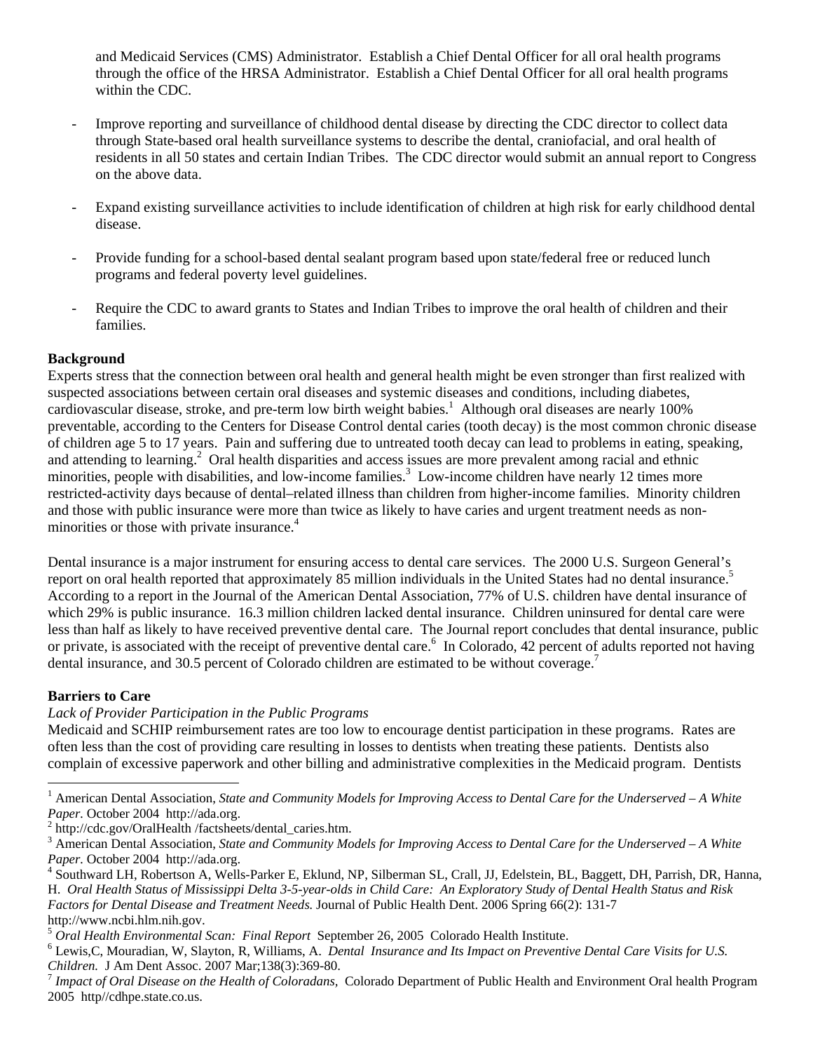and Medicaid Services (CMS) Administrator. Establish a Chief Dental Officer for all oral health programs through the office of the HRSA Administrator. Establish a Chief Dental Officer for all oral health programs within the CDC.

- Improve reporting and surveillance of childhood dental disease by directing the CDC director to collect data through State-based oral health surveillance systems to describe the dental, craniofacial, and oral health of residents in all 50 states and certain Indian Tribes. The CDC director would submit an annual report to Congress on the above data.

- Expand existing surveillance activities to include identification of children at high risk for early childhood dental disease.

- Provide funding for a school-based dental sealant program based upon state/federal free or reduced lunch programs and federal poverty level guidelines.

- Require the CDC to award grants to States and Indian Tribes to improve the oral health of children and their families.

**Background**

Experts stress that the connection between oral health and general health might be even stronger than first realized with suspected associations between certain oral diseases and systemic diseases and conditions, including diabetes, cardiovascular disease, stroke, and pre-term low birth weight babies.[1] Although oral diseases are nearly 100% preventable, according to the Centers for Disease Control dental caries (tooth decay) is the most common chronic disease of children age 5 to 17 years. Pain and suffering due to untreated tooth decay can lead to problems in eating, speaking, and attending to learning.[2] Oral health disparities and access issues are more prevalent among racial and ethnic minorities, people with disabilities, and low-income families.[3] Low-income children have nearly 12 times more restricted-activity days because of dental–related illness than children from higher-income families. Minority children and those with public insurance were more than twice as likely to have caries and urgent treatment needs as non-minorities or those with private insurance.[4]

Dental insurance is a major instrument for ensuring access to dental care services. The 2000 U.S. Surgeon General's report on oral health reported that approximately 85 million individuals in the United States had no dental insurance.[5] According to a report in the Journal of the American Dental Association, 77% of U.S. children have dental insurance of which 29% is public insurance. 16.3 million children lacked dental insurance. Children uninsured for dental care were less than half as likely to have received preventive dental care. The Journal report concludes that dental insurance, public or private, is associated with the receipt of preventive dental care.[6] In Colorado, 42 percent of adults reported not having dental insurance, and 30.5 percent of Colorado children are estimated to be without coverage.[7]

**Barriers to Care**

*Lack of Provider Participation in the Public Programs*

Medicaid and SCHIP reimbursement rates are too low to encourage dentist participation in these programs. Rates are often less than the cost of providing care resulting in losses to dentists when treating these patients. Dentists also complain of excessive paperwork and other billing and administrative complexities in the Medicaid program. Dentists

---

[1] American Dental Association, *State and Community Models for Improving Access to Dental Care for the Underserved – A White Paper.* October 2004 http://ada.org.

[2] http://cdc.gov/OralHealth /factsheets/dental_caries.htm.

[3] American Dental Association, *State and Community Models for Improving Access to Dental Care for the Underserved – A White Paper.* October 2004 http://ada.org.

[4] Southward LH, Robertson A, Wells-Parker E, Eklund, NP, Silberman SL, Crall, JJ, Edelstein, BL, Baggett, DH, Parrish, DR, Hanna, H. *Oral Health Status of Mississippi Delta 3-5-year-olds in Child Care: An Exploratory Study of Dental Health Status and Risk Factors for Dental Disease and Treatment Needs.* Journal of Public Health Dent. 2006 Spring 66(2): 131-7 http://www.ncbi.hlm.nih.gov.

[5] *Oral Health Environmental Scan: Final Report* September 26, 2005 Colorado Health Institute.

[6] Lewis,C, Mouradian, W, Slayton, R, Williams, A. *Dental Insurance and Its Impact on Preventive Dental Care Visits for U.S. Children.* J Am Dent Assoc. 2007 Mar;138(3):369-80.

[7] *Impact of Oral Disease on the Health of Coloradans,* Colorado Department of Public Health and Environment Oral health Program 2005 http//cdhpe.state.co.us.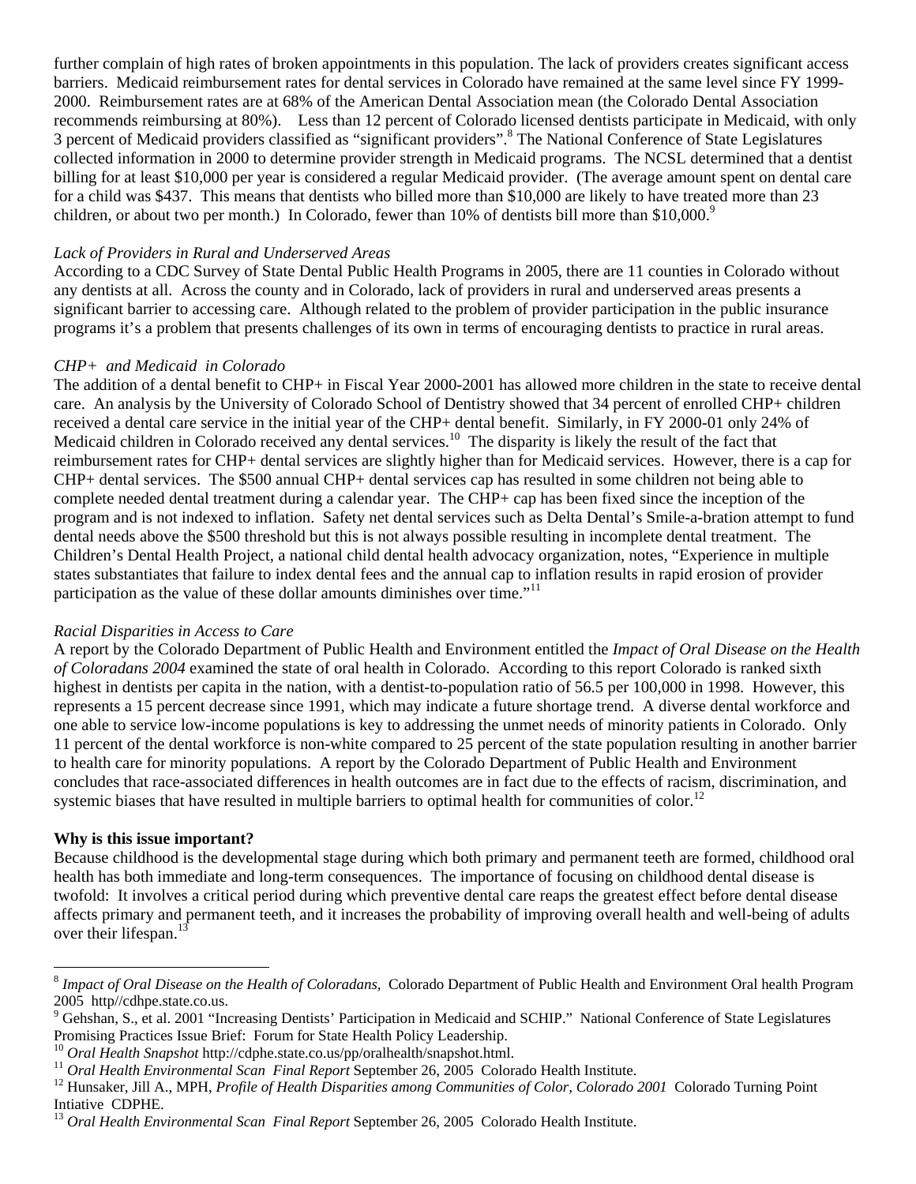further complain of high rates of broken appointments in this population. The lack of providers creates significant access barriers. Medicaid reimbursement rates for dental services in Colorado have remained at the same level since FY 1999-2000. Reimbursement rates are at 68% of the American Dental Association mean (the Colorado Dental Association recommends reimbursing at 80%). Less than 12 percent of Colorado licensed dentists participate in Medicaid, with only 3 percent of Medicaid providers classified as "significant providers".[8] The National Conference of State Legislatures collected information in 2000 to determine provider strength in Medicaid programs. The NCSL determined that a dentist billing for at least $10,000 per year is considered a regular Medicaid provider. (The average amount spent on dental care for a child was $437. This means that dentists who billed more than $10,000 are likely to have treated more than 23 children, or about two per month.) In Colorado, fewer than 10% of dentists bill more than $10,000.[9]

*Lack of Providers in Rural and Underserved Areas*

According to a CDC Survey of State Dental Public Health Programs in 2005, there are 11 counties in Colorado without any dentists at all. Across the county and in Colorado, lack of providers in rural and underserved areas presents a significant barrier to accessing care. Although related to the problem of provider participation in the public insurance programs it's a problem that presents challenges of its own in terms of encouraging dentists to practice in rural areas.

*CHP+ and Medicaid in Colorado*

The addition of a dental benefit to CHP+ in Fiscal Year 2000-2001 has allowed more children in the state to receive dental care. An analysis by the University of Colorado School of Dentistry showed that 34 percent of enrolled CHP+ children received a dental care service in the initial year of the CHP+ dental benefit. Similarly, in FY 2000-01 only 24% of Medicaid children in Colorado received any dental services.[10] The disparity is likely the result of the fact that reimbursement rates for CHP+ dental services are slightly higher than for Medicaid services. However, there is a cap for CHP+ dental services. The $500 annual CHP+ dental services cap has resulted in some children not being able to complete needed dental treatment during a calendar year. The CHP+ cap has been fixed since the inception of the program and is not indexed to inflation. Safety net dental services such as Delta Dental's Smile-a-bration attempt to fund dental needs above the $500 threshold but this is not always possible resulting in incomplete dental treatment. The Children's Dental Health Project, a national child dental health advocacy organization, notes, "Experience in multiple states substantiates that failure to index dental fees and the annual cap to inflation results in rapid erosion of provider participation as the value of these dollar amounts diminishes over time."[11]

*Racial Disparities in Access to Care*

A report by the Colorado Department of Public Health and Environment entitled the *Impact of Oral Disease on the Health of Coloradans 2004* examined the state of oral health in Colorado. According to this report Colorado is ranked sixth highest in dentists per capita in the nation, with a dentist-to-population ratio of 56.5 per 100,000 in 1998. However, this represents a 15 percent decrease since 1991, which may indicate a future shortage trend. A diverse dental workforce and one able to service low-income populations is key to addressing the unmet needs of minority patients in Colorado. Only 11 percent of the dental workforce is non-white compared to 25 percent of the state population resulting in another barrier to health care for minority populations. A report by the Colorado Department of Public Health and Environment concludes that race-associated differences in health outcomes are in fact due to the effects of racism, discrimination, and systemic biases that have resulted in multiple barriers to optimal health for communities of color.[12]

**Why is this issue important?**

Because childhood is the developmental stage during which both primary and permanent teeth are formed, childhood oral health has both immediate and long-term consequences. The importance of focusing on childhood dental disease is twofold: It involves a critical period during which preventive dental care reaps the greatest effect before dental disease affects primary and permanent teeth, and it increases the probability of improving overall health and well-being of adults over their lifespan.[13]

---

[8] *Impact of Oral Disease on the Health of Coloradans,* Colorado Department of Public Health and Environment Oral health Program 2005 http//cdhpe.state.co.us.

[9] Gehshan, S., et al. 2001 "Increasing Dentists' Participation in Medicaid and SCHIP." National Conference of State Legislatures Promising Practices Issue Brief: Forum for State Health Policy Leadership.

[10] *Oral Health Snapshot* http://cdphe.state.co.us/pp/oralhealth/snapshot.html.

[11] *Oral Health Environmental Scan Final Report* September 26, 2005 Colorado Health Institute.

[12] Hunsaker, Jill A., MPH, *Profile of Health Disparities among Communities of Color, Colorado 2001* Colorado Turning Point Intiative CDPHE.

[13] *Oral Health Environmental Scan Final Report* September 26, 2005 Colorado Health Institute.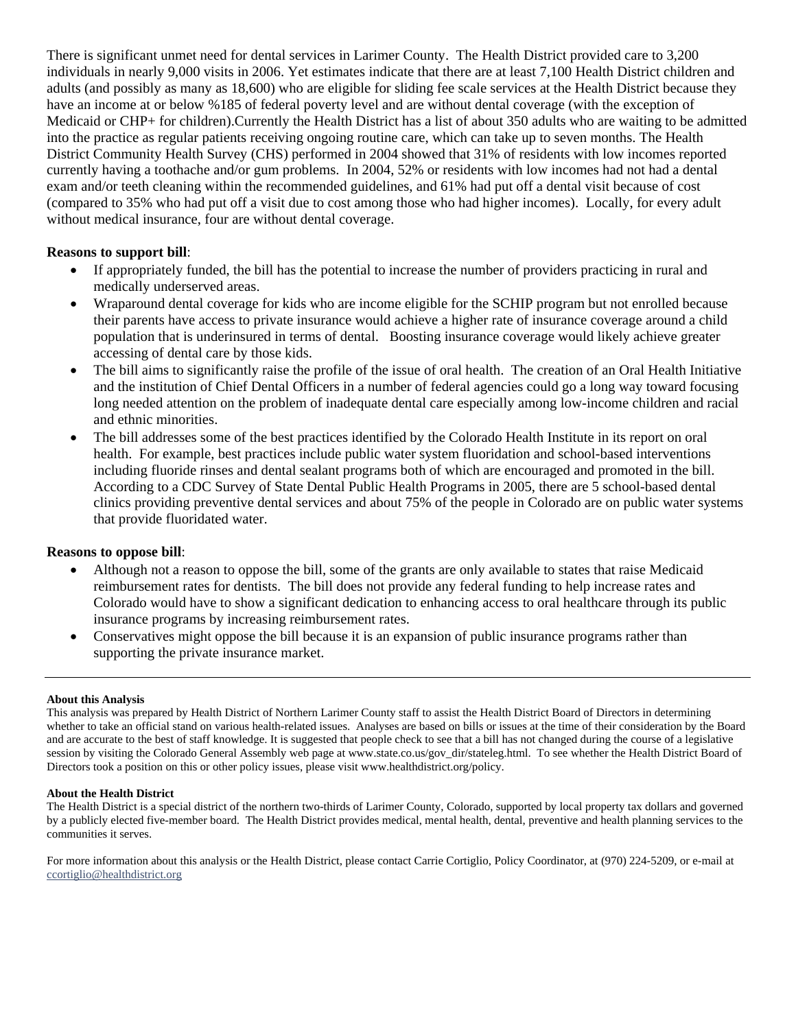There is significant unmet need for dental services in Larimer County. The Health District provided care to 3,200 individuals in nearly 9,000 visits in 2006. Yet estimates indicate that there are at least 7,100 Health District children and adults (and possibly as many as 18,600) who are eligible for sliding fee scale services at the Health District because they have an income at or below %185 of federal poverty level and are without dental coverage (with the exception of Medicaid or CHP+ for children).Currently the Health District has a list of about 350 adults who are waiting to be admitted into the practice as regular patients receiving ongoing routine care, which can take up to seven months. The Health District Community Health Survey (CHS) performed in 2004 showed that 31% of residents with low incomes reported currently having a toothache and/or gum problems. In 2004, 52% or residents with low incomes had not had a dental exam and/or teeth cleaning within the recommended guidelines, and 61% had put off a dental visit because of cost (compared to 35% who had put off a visit due to cost among those who had higher incomes). Locally, for every adult without medical insurance, four are without dental coverage.

**Reasons to support bill**:

- If appropriately funded, the bill has the potential to increase the number of providers practicing in rural and medically underserved areas.
- Wraparound dental coverage for kids who are income eligible for the SCHIP program but not enrolled because their parents have access to private insurance would achieve a higher rate of insurance coverage around a child population that is underinsured in terms of dental. Boosting insurance coverage would likely achieve greater accessing of dental care by those kids.
- The bill aims to significantly raise the profile of the issue of oral health. The creation of an Oral Health Initiative and the institution of Chief Dental Officers in a number of federal agencies could go a long way toward focusing long needed attention on the problem of inadequate dental care especially among low-income children and racial and ethnic minorities.
- The bill addresses some of the best practices identified by the Colorado Health Institute in its report on oral health. For example, best practices include public water system fluoridation and school-based interventions including fluoride rinses and dental sealant programs both of which are encouraged and promoted in the bill. According to a CDC Survey of State Dental Public Health Programs in 2005, there are 5 school-based dental clinics providing preventive dental services and about 75% of the people in Colorado are on public water systems that provide fluoridated water.

**Reasons to oppose bill**:

- Although not a reason to oppose the bill, some of the grants are only available to states that raise Medicaid reimbursement rates for dentists. The bill does not provide any federal funding to help increase rates and Colorado would have to show a significant dedication to enhancing access to oral healthcare through its public insurance programs by increasing reimbursement rates.
- Conservatives might oppose the bill because it is an expansion of public insurance programs rather than supporting the private insurance market.

---

**About this Analysis**

This analysis was prepared by Health District of Northern Larimer County staff to assist the Health District Board of Directors in determining whether to take an official stand on various health-related issues. Analyses are based on bills or issues at the time of their consideration by the Board and are accurate to the best of staff knowledge. It is suggested that people check to see that a bill has not changed during the course of a legislative session by visiting the Colorado General Assembly web page at www.state.co.us/gov_dir/stateleg.html. To see whether the Health District Board of Directors took a position on this or other policy issues, please visit www.healthdistrict.org/policy.

**About the Health District**

The Health District is a special district of the northern two-thirds of Larimer County, Colorado, supported by local property tax dollars and governed by a publicly elected five-member board. The Health District provides medical, mental health, dental, preventive and health planning services to the communities it serves.

For more information about this analysis or the Health District, please contact Carrie Cortiglio, Policy Coordinator, at (970) 224-5209, or e-mail at ccortiglio@healthdistrict.org